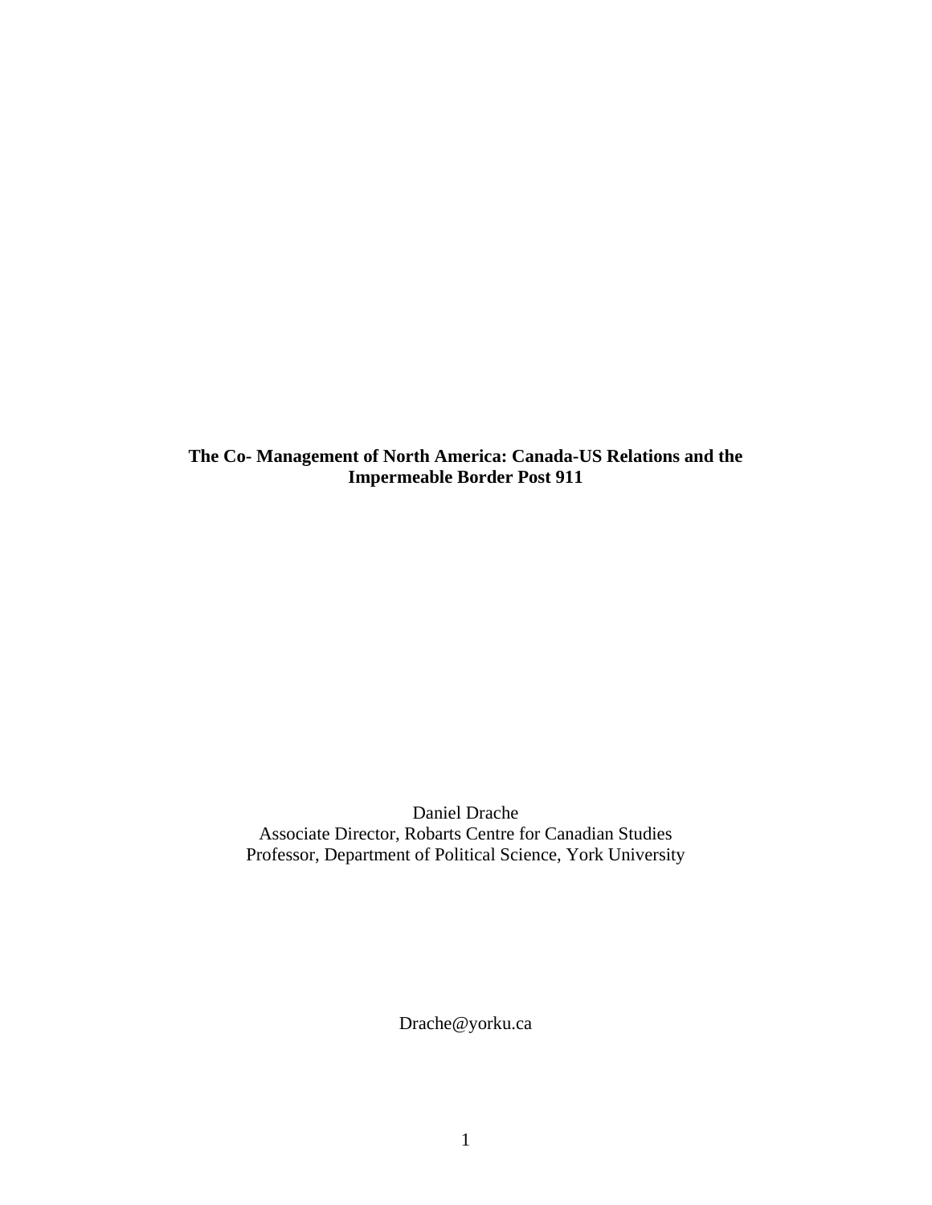# The Co- Management of North America: Canada-US Relations and the Impermeable Border Post 911

Daniel Drache
Associate Director, Robarts Centre for Canadian Studies
Professor, Department of Political Science, York University

Drache@yorku.ca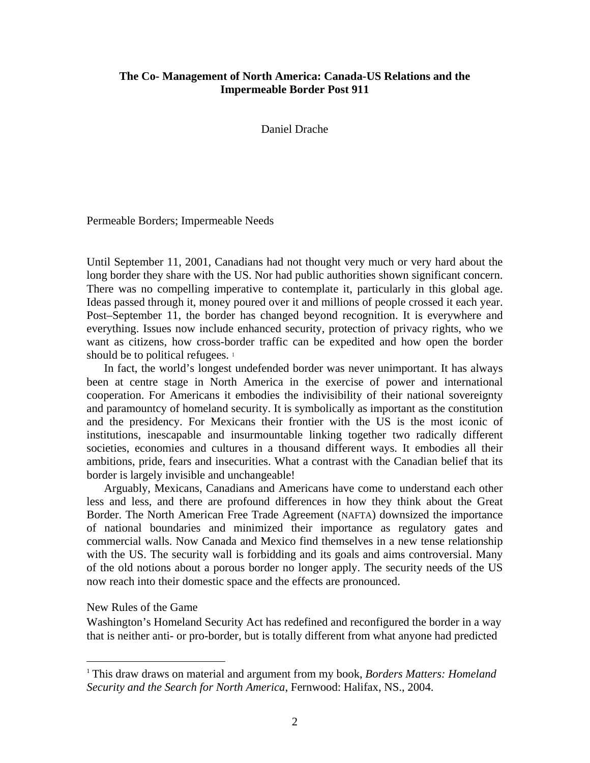# The Co- Management of North America: Canada-US Relations and the Impermeable Border Post 911

Daniel Drache

## Permeable Borders; Impermeable Needs

Until September 11, 2001, Canadians had not thought very much or very hard about the long border they share with the US. Nor had public authorities shown significant concern. There was no compelling imperative to contemplate it, particularly in this global age. Ideas passed through it, money poured over it and millions of people crossed it each year. Post–September 11, the border has changed beyond recognition. It is everywhere and everything. Issues now include enhanced security, protection of privacy rights, who we want as citizens, how cross-border traffic can be expedited and how open the border should be to political refugees. [1]

In fact, the world's longest undefended border was never unimportant. It has always been at centre stage in North America in the exercise of power and international cooperation. For Americans it embodies the indivisibility of their national sovereignty and paramountcy of homeland security. It is symbolically as important as the constitution and the presidency. For Mexicans their frontier with the US is the most iconic of institutions, inescapable and insurmountable linking together two radically different societies, economies and cultures in a thousand different ways. It embodies all their ambitions, pride, fears and insecurities. What a contrast with the Canadian belief that its border is largely invisible and unchangeable!

Arguably, Mexicans, Canadians and Americans have come to understand each other less and less, and there are profound differences in how they think about the Great Border. The North American Free Trade Agreement (NAFTA) downsized the importance of national boundaries and minimized their importance as regulatory gates and commercial walls. Now Canada and Mexico find themselves in a new tense relationship with the US. The security wall is forbidding and its goals and aims controversial. Many of the old notions about a porous border no longer apply. The security needs of the US now reach into their domestic space and the effects are pronounced.

## New Rules of the Game

Washington's Homeland Security Act has redefined and reconfigured the border in a way that is neither anti- or pro-border, but is totally different from what anyone had predicted

[1] This draw draws on material and argument from my book, *Borders Matters: Homeland Security and the Search for North America*, Fernwood: Halifax, NS., 2004.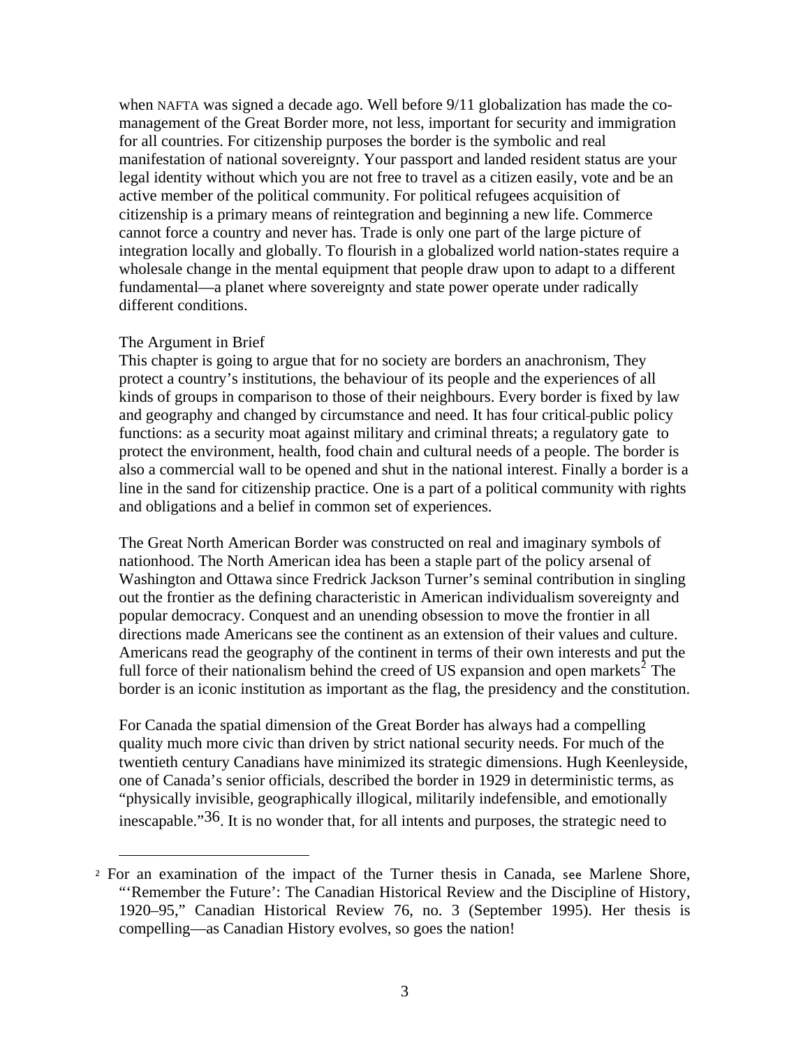when NAFTA was signed a decade ago. Well before 9/11 globalization has made the co-management of the Great Border more, not less, important for security and immigration for all countries. For citizenship purposes the border is the symbolic and real manifestation of national sovereignty. Your passport and landed resident status are your legal identity without which you are not free to travel as a citizen easily, vote and be an active member of the political community. For political refugees acquisition of citizenship is a primary means of reintegration and beginning a new life. Commerce cannot force a country and never has. Trade is only one part of the large picture of integration locally and globally. To flourish in a globalized world nation-states require a wholesale change in the mental equipment that people draw upon to adapt to a different fundamental—a planet where sovereignty and state power operate under radically different conditions.

The Argument in Brief

This chapter is going to argue that for no society are borders an anachronism, They protect a country's institutions, the behaviour of its people and the experiences of all kinds of groups in comparison to those of their neighbours. Every border is fixed by law and geography and changed by circumstance and need. It has four critical-public policy functions: as a security moat against military and criminal threats; a regulatory gate to protect the environment, health, food chain and cultural needs of a people. The border is also a commercial wall to be opened and shut in the national interest. Finally a border is a line in the sand for citizenship practice. One is a part of a political community with rights and obligations and a belief in common set of experiences.

The Great North American Border was constructed on real and imaginary symbols of nationhood. The North American idea has been a staple part of the policy arsenal of Washington and Ottawa since Fredrick Jackson Turner's seminal contribution in singling out the frontier as the defining characteristic in American individualism sovereignty and popular democracy. Conquest and an unending obsession to move the frontier in all directions made Americans see the continent as an extension of their values and culture. Americans read the geography of the continent in terms of their own interests and put the full force of their nationalism behind the creed of US expansion and open markets[2] The border is an iconic institution as important as the flag, the presidency and the constitution.

For Canada the spatial dimension of the Great Border has always had a compelling quality much more civic than driven by strict national security needs. For much of the twentieth century Canadians have minimized its strategic dimensions. Hugh Keenleyside, one of Canada's senior officials, described the border in 1929 in deterministic terms, as "physically invisible, geographically illogical, militarily indefensible, and emotionally inescapable."36. It is no wonder that, for all intents and purposes, the strategic need to

---

[2] For an examination of the impact of the Turner thesis in Canada, see Marlene Shore, "'Remember the Future': The Canadian Historical Review and the Discipline of History, 1920–95," Canadian Historical Review 76, no. 3 (September 1995). Her thesis is compelling—as Canadian History evolves, so goes the nation!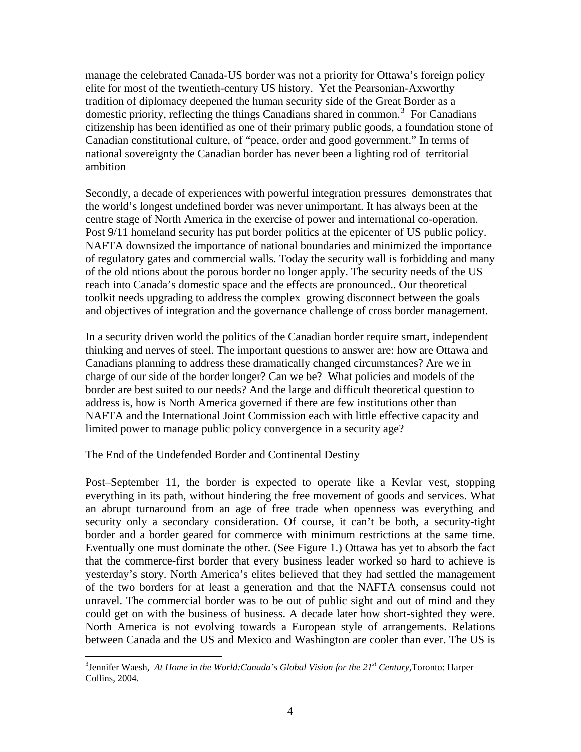manage the celebrated Canada-US border was not a priority for Ottawa's foreign policy elite for most of the twentieth-century US history. Yet the Pearsonian-Axworthy tradition of diplomacy deepened the human security side of the Great Border as a domestic priority, reflecting the things Canadians shared in common.[3] For Canadians citizenship has been identified as one of their primary public goods, a foundation stone of Canadian constitutional culture, of "peace, order and good government." In terms of national sovereignty the Canadian border has never been a lighting rod of territorial ambition

Secondly, a decade of experiences with powerful integration pressures demonstrates that the world's longest undefined border was never unimportant. It has always been at the centre stage of North America in the exercise of power and international co-operation. Post 9/11 homeland security has put border politics at the epicenter of US public policy. NAFTA downsized the importance of national boundaries and minimized the importance of regulatory gates and commercial walls. Today the security wall is forbidding and many of the old ntions about the porous border no longer apply. The security needs of the US reach into Canada's domestic space and the effects are pronounced.. Our theoretical toolkit needs upgrading to address the complex growing disconnect between the goals and objectives of integration and the governance challenge of cross border management.

In a security driven world the politics of the Canadian border require smart, independent thinking and nerves of steel. The important questions to answer are: how are Ottawa and Canadians planning to address these dramatically changed circumstances? Are we in charge of our side of the border longer? Can we be? What policies and models of the border are best suited to our needs? And the large and difficult theoretical question to address is, how is North America governed if there are few institutions other than NAFTA and the International Joint Commission each with little effective capacity and limited power to manage public policy convergence in a security age?

## The End of the Undefended Border and Continental Destiny

Post–September 11, the border is expected to operate like a Kevlar vest, stopping everything in its path, without hindering the free movement of goods and services. What an abrupt turnaround from an age of free trade when openness was everything and security only a secondary consideration. Of course, it can't be both, a security-tight border and a border geared for commerce with minimum restrictions at the same time. Eventually one must dominate the other. (See Figure 1.) Ottawa has yet to absorb the fact that the commerce-first border that every business leader worked so hard to achieve is yesterday's story. North America's elites believed that they had settled the management of the two borders for at least a generation and that the NAFTA consensus could not unravel. The commercial border was to be out of public sight and out of mind and they could get on with the business of business. A decade later how short-sighted they were. North America is not evolving towards a European style of arrangements. Relations between Canada and the US and Mexico and Washington are cooler than ever. The US is

---

[3] Jennifer Waesh, *At Home in the World:Canada's Global Vision for the 21st Century*,Toronto: Harper Collins, 2004.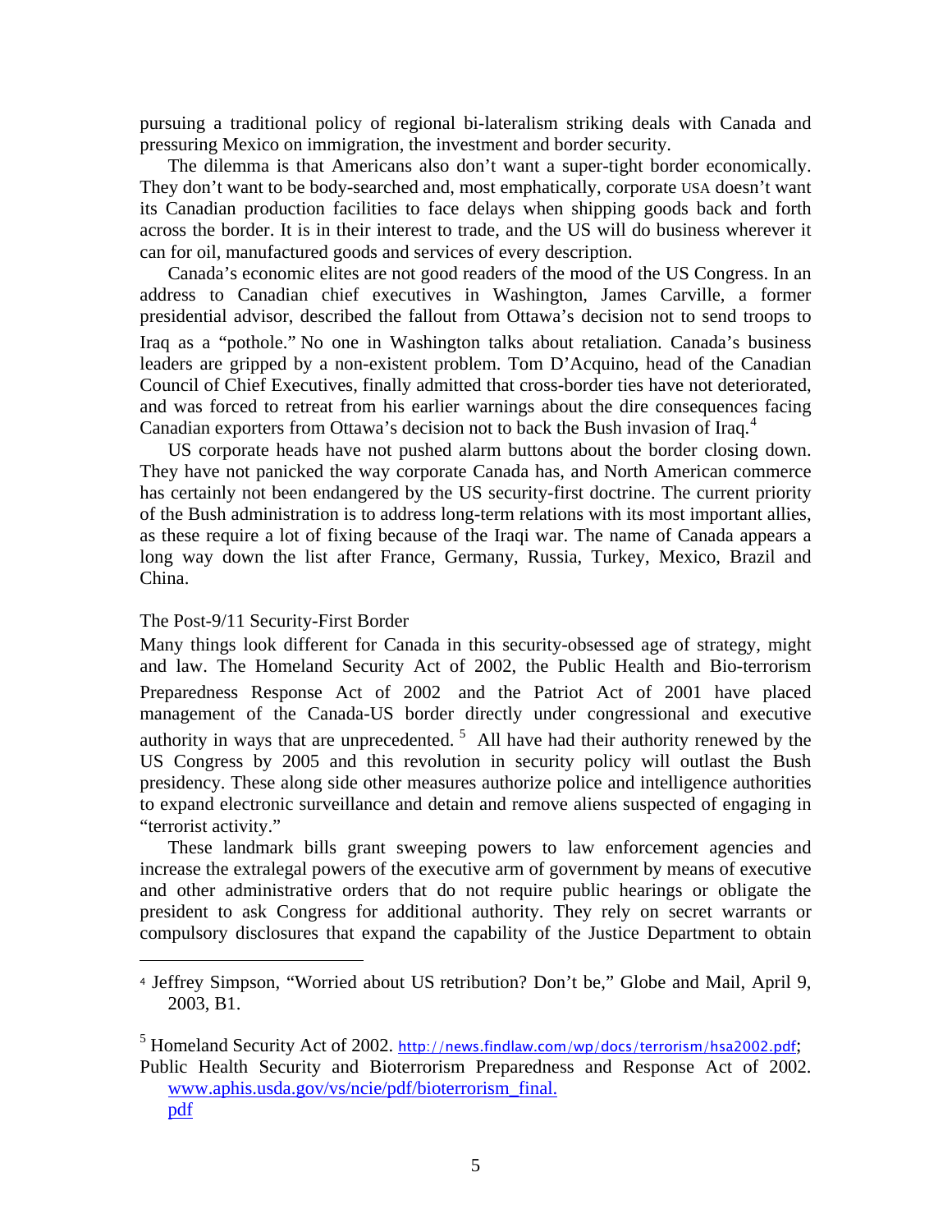pursuing a traditional policy of regional bi-lateralism striking deals with Canada and pressuring Mexico on immigration, the investment and border security.

The dilemma is that Americans also don't want a super-tight border economically. They don't want to be body-searched and, most emphatically, corporate USA doesn't want its Canadian production facilities to face delays when shipping goods back and forth across the border. It is in their interest to trade, and the US will do business wherever it can for oil, manufactured goods and services of every description.

Canada's economic elites are not good readers of the mood of the US Congress. In an address to Canadian chief executives in Washington, James Carville, a former presidential advisor, described the fallout from Ottawa's decision not to send troops to Iraq as a "pothole." No one in Washington talks about retaliation. Canada's business leaders are gripped by a non-existent problem. Tom D'Acquino, head of the Canadian Council of Chief Executives, finally admitted that cross-border ties have not deteriorated, and was forced to retreat from his earlier warnings about the dire consequences facing Canadian exporters from Ottawa's decision not to back the Bush invasion of Iraq.[4]

US corporate heads have not pushed alarm buttons about the border closing down. They have not panicked the way corporate Canada has, and North American commerce has certainly not been endangered by the US security-first doctrine. The current priority of the Bush administration is to address long-term relations with its most important allies, as these require a lot of fixing because of the Iraqi war. The name of Canada appears a long way down the list after France, Germany, Russia, Turkey, Mexico, Brazil and China.

## The Post-9/11 Security-First Border

Many things look different for Canada in this security-obsessed age of strategy, might and law. The Homeland Security Act of 2002, the Public Health and Bio-terrorism Preparedness Response Act of 2002 and the Patriot Act of 2001 have placed management of the Canada-US border directly under congressional and executive authority in ways that are unprecedented.[5] All have had their authority renewed by the US Congress by 2005 and this revolution in security policy will outlast the Bush presidency. These along side other measures authorize police and intelligence authorities to expand electronic surveillance and detain and remove aliens suspected of engaging in "terrorist activity."

These landmark bills grant sweeping powers to law enforcement agencies and increase the extralegal powers of the executive arm of government by means of executive and other administrative orders that do not require public hearings or obligate the president to ask Congress for additional authority. They rely on secret warrants or compulsory disclosures that expand the capability of the Justice Department to obtain

---

[4] Jeffrey Simpson, "Worried about US retribution? Don't be," Globe and Mail, April 9, 2003, B1.

[5] Homeland Security Act of 2002. http://news.findlaw.com/wp/docs/terrorism/hsa2002.pdf; Public Health Security and Bioterrorism Preparedness and Response Act of 2002. www.aphis.usda.gov/vs/ncie/pdf/bioterrorism_final.pdf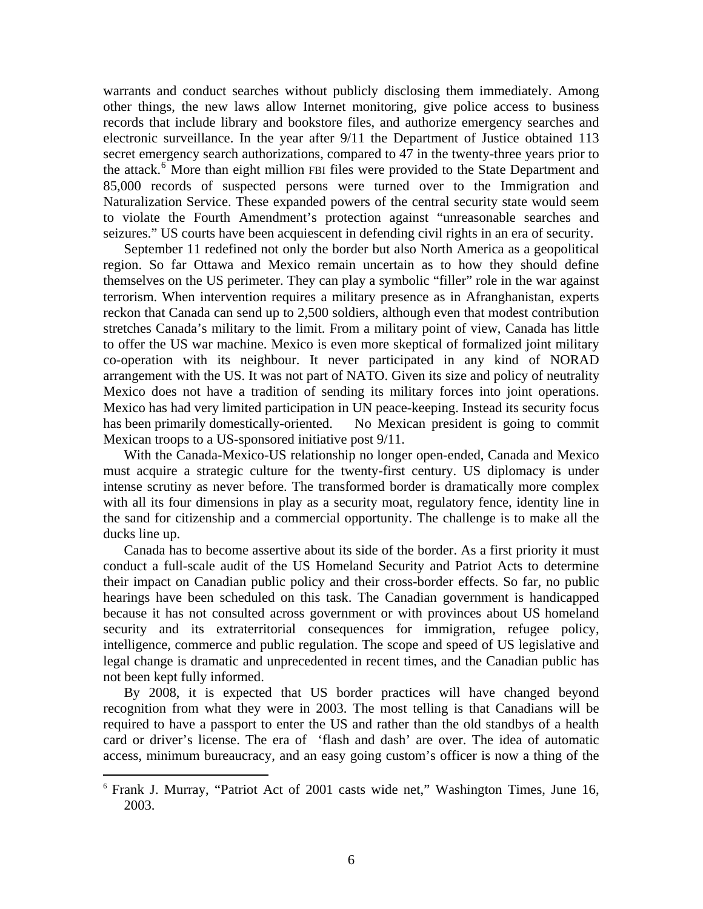warrants and conduct searches without publicly disclosing them immediately. Among other things, the new laws allow Internet monitoring, give police access to business records that include library and bookstore files, and authorize emergency searches and electronic surveillance. In the year after 9/11 the Department of Justice obtained 113 secret emergency search authorizations, compared to 47 in the twenty-three years prior to the attack.[6] More than eight million FBI files were provided to the State Department and 85,000 records of suspected persons were turned over to the Immigration and Naturalization Service. These expanded powers of the central security state would seem to violate the Fourth Amendment's protection against "unreasonable searches and seizures." US courts have been acquiescent in defending civil rights in an era of security.

September 11 redefined not only the border but also North America as a geopolitical region. So far Ottawa and Mexico remain uncertain as to how they should define themselves on the US perimeter. They can play a symbolic "filler" role in the war against terrorism. When intervention requires a military presence as in Afranghanistan, experts reckon that Canada can send up to 2,500 soldiers, although even that modest contribution stretches Canada's military to the limit. From a military point of view, Canada has little to offer the US war machine. Mexico is even more skeptical of formalized joint military co-operation with its neighbour. It never participated in any kind of NORAD arrangement with the US. It was not part of NATO. Given its size and policy of neutrality Mexico does not have a tradition of sending its military forces into joint operations. Mexico has had very limited participation in UN peace-keeping. Instead its security focus has been primarily domestically-oriented. No Mexican president is going to commit Mexican troops to a US-sponsored initiative post 9/11.

With the Canada-Mexico-US relationship no longer open-ended, Canada and Mexico must acquire a strategic culture for the twenty-first century. US diplomacy is under intense scrutiny as never before. The transformed border is dramatically more complex with all its four dimensions in play as a security moat, regulatory fence, identity line in the sand for citizenship and a commercial opportunity. The challenge is to make all the ducks line up.

Canada has to become assertive about its side of the border. As a first priority it must conduct a full-scale audit of the US Homeland Security and Patriot Acts to determine their impact on Canadian public policy and their cross-border effects. So far, no public hearings have been scheduled on this task. The Canadian government is handicapped because it has not consulted across government or with provinces about US homeland security and its extraterritorial consequences for immigration, refugee policy, intelligence, commerce and public regulation. The scope and speed of US legislative and legal change is dramatic and unprecedented in recent times, and the Canadian public has not been kept fully informed.

By 2008, it is expected that US border practices will have changed beyond recognition from what they were in 2003. The most telling is that Canadians will be required to have a passport to enter the US and rather than the old standbys of a health card or driver's license. The era of 'flash and dash' are over. The idea of automatic access, minimum bureaucracy, and an easy going custom's officer is now a thing of the

---

[6] Frank J. Murray, "Patriot Act of 2001 casts wide net," Washington Times, June 16, 2003.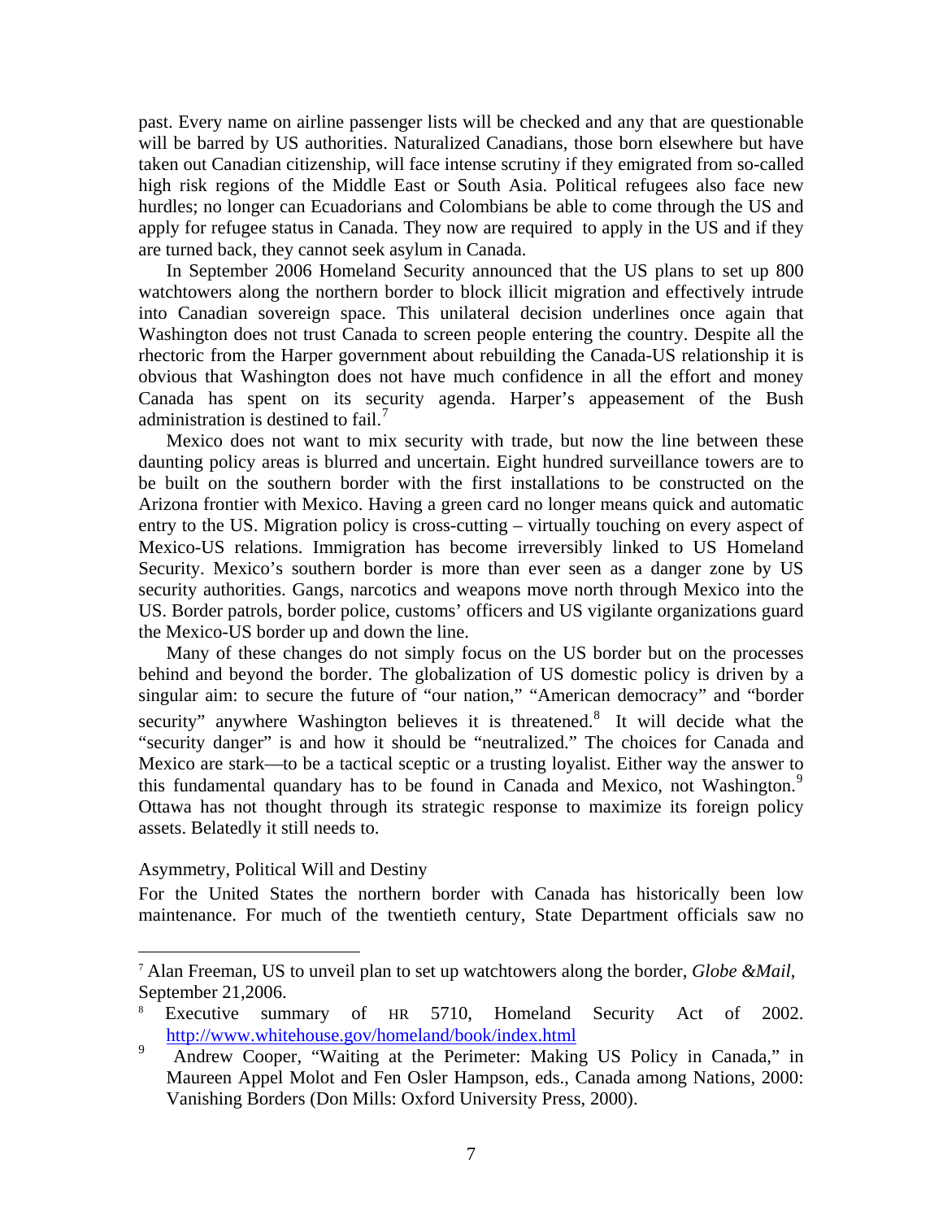past. Every name on airline passenger lists will be checked and any that are questionable will be barred by US authorities. Naturalized Canadians, those born elsewhere but have taken out Canadian citizenship, will face intense scrutiny if they emigrated from so-called high risk regions of the Middle East or South Asia. Political refugees also face new hurdles; no longer can Ecuadorians and Colombians be able to come through the US and apply for refugee status in Canada. They now are required to apply in the US and if they are turned back, they cannot seek asylum in Canada.

In September 2006 Homeland Security announced that the US plans to set up 800 watchtowers along the northern border to block illicit migration and effectively intrude into Canadian sovereign space. This unilateral decision underlines once again that Washington does not trust Canada to screen people entering the country. Despite all the rhectoric from the Harper government about rebuilding the Canada-US relationship it is obvious that Washington does not have much confidence in all the effort and money Canada has spent on its security agenda. Harper's appeasement of the Bush administration is destined to fail.[7]

Mexico does not want to mix security with trade, but now the line between these daunting policy areas is blurred and uncertain. Eight hundred surveillance towers are to be built on the southern border with the first installations to be constructed on the Arizona frontier with Mexico. Having a green card no longer means quick and automatic entry to the US. Migration policy is cross-cutting – virtually touching on every aspect of Mexico-US relations. Immigration has become irreversibly linked to US Homeland Security. Mexico's southern border is more than ever seen as a danger zone by US security authorities. Gangs, narcotics and weapons move north through Mexico into the US. Border patrols, border police, customs' officers and US vigilante organizations guard the Mexico-US border up and down the line.

Many of these changes do not simply focus on the US border but on the processes behind and beyond the border. The globalization of US domestic policy is driven by a singular aim: to secure the future of "our nation," "American democracy" and "border security" anywhere Washington believes it is threatened.[8] It will decide what the "security danger" is and how it should be "neutralized." The choices for Canada and Mexico are stark—to be a tactical sceptic or a trusting loyalist. Either way the answer to this fundamental quandary has to be found in Canada and Mexico, not Washington.[9] Ottawa has not thought through its strategic response to maximize its foreign policy assets. Belatedly it still needs to.

## Asymmetry, Political Will and Destiny

For the United States the northern border with Canada has historically been low maintenance. For much of the twentieth century, State Department officials saw no

---

[7] Alan Freeman, US to unveil plan to set up watchtowers along the border, *Globe &Mail*, September 21,2006.

[8] Executive summary of HR 5710, Homeland Security Act of 2002. http://www.whitehouse.gov/homeland/book/index.html

[9] Andrew Cooper, "Waiting at the Perimeter: Making US Policy in Canada," in Maureen Appel Molot and Fen Osler Hampson, eds., Canada among Nations, 2000: Vanishing Borders (Don Mills: Oxford University Press, 2000).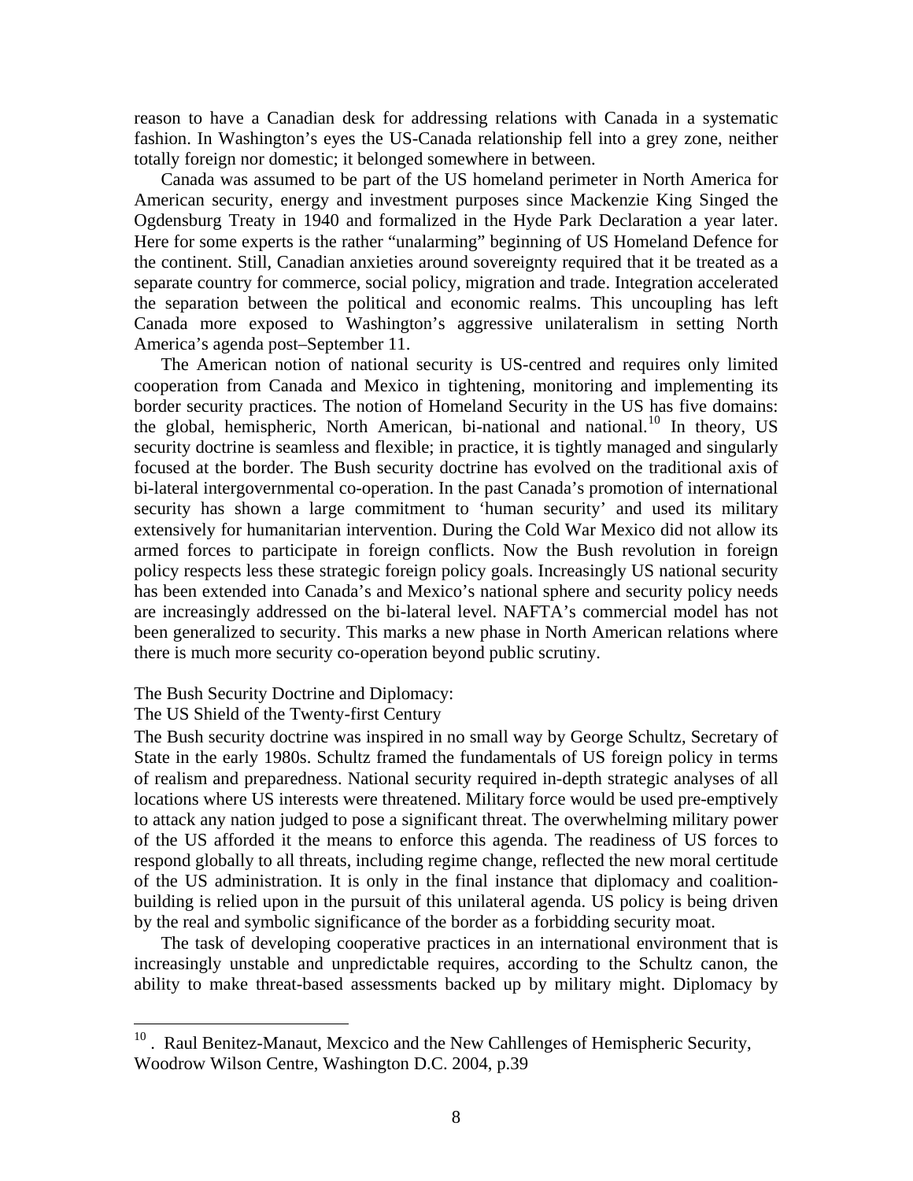reason to have a Canadian desk for addressing relations with Canada in a systematic fashion. In Washington's eyes the US-Canada relationship fell into a grey zone, neither totally foreign nor domestic; it belonged somewhere in between.

Canada was assumed to be part of the US homeland perimeter in North America for American security, energy and investment purposes since Mackenzie King Singed the Ogdensburg Treaty in 1940 and formalized in the Hyde Park Declaration a year later. Here for some experts is the rather "unalarming" beginning of US Homeland Defence for the continent. Still, Canadian anxieties around sovereignty required that it be treated as a separate country for commerce, social policy, migration and trade. Integration accelerated the separation between the political and economic realms. This uncoupling has left Canada more exposed to Washington's aggressive unilateralism in setting North America's agenda post–September 11.

The American notion of national security is US-centred and requires only limited cooperation from Canada and Mexico in tightening, monitoring and implementing its border security practices. The notion of Homeland Security in the US has five domains: the global, hemispheric, North American, bi-national and national.[10] In theory, US security doctrine is seamless and flexible; in practice, it is tightly managed and singularly focused at the border. The Bush security doctrine has evolved on the traditional axis of bi-lateral intergovernmental co-operation. In the past Canada's promotion of international security has shown a large commitment to 'human security' and used its military extensively for humanitarian intervention. During the Cold War Mexico did not allow its armed forces to participate in foreign conflicts. Now the Bush revolution in foreign policy respects less these strategic foreign policy goals. Increasingly US national security has been extended into Canada's and Mexico's national sphere and security policy needs are increasingly addressed on the bi-lateral level. NAFTA's commercial model has not been generalized to security. This marks a new phase in North American relations where there is much more security co-operation beyond public scrutiny.

## The Bush Security Doctrine and Diplomacy: The US Shield of the Twenty-first Century

The Bush security doctrine was inspired in no small way by George Schultz, Secretary of State in the early 1980s. Schultz framed the fundamentals of US foreign policy in terms of realism and preparedness. National security required in-depth strategic analyses of all locations where US interests were threatened. Military force would be used pre-emptively to attack any nation judged to pose a significant threat. The overwhelming military power of the US afforded it the means to enforce this agenda. The readiness of US forces to respond globally to all threats, including regime change, reflected the new moral certitude of the US administration. It is only in the final instance that diplomacy and coalition-building is relied upon in the pursuit of this unilateral agenda. US policy is being driven by the real and symbolic significance of the border as a forbidding security moat.

The task of developing cooperative practices in an international environment that is increasingly unstable and unpredictable requires, according to the Schultz canon, the ability to make threat-based assessments backed up by military might. Diplomacy by

---

[10] . Raul Benitez-Manaut, Mexcico and the New Cahllenges of Hemispheric Security, Woodrow Wilson Centre, Washington D.C. 2004, p.39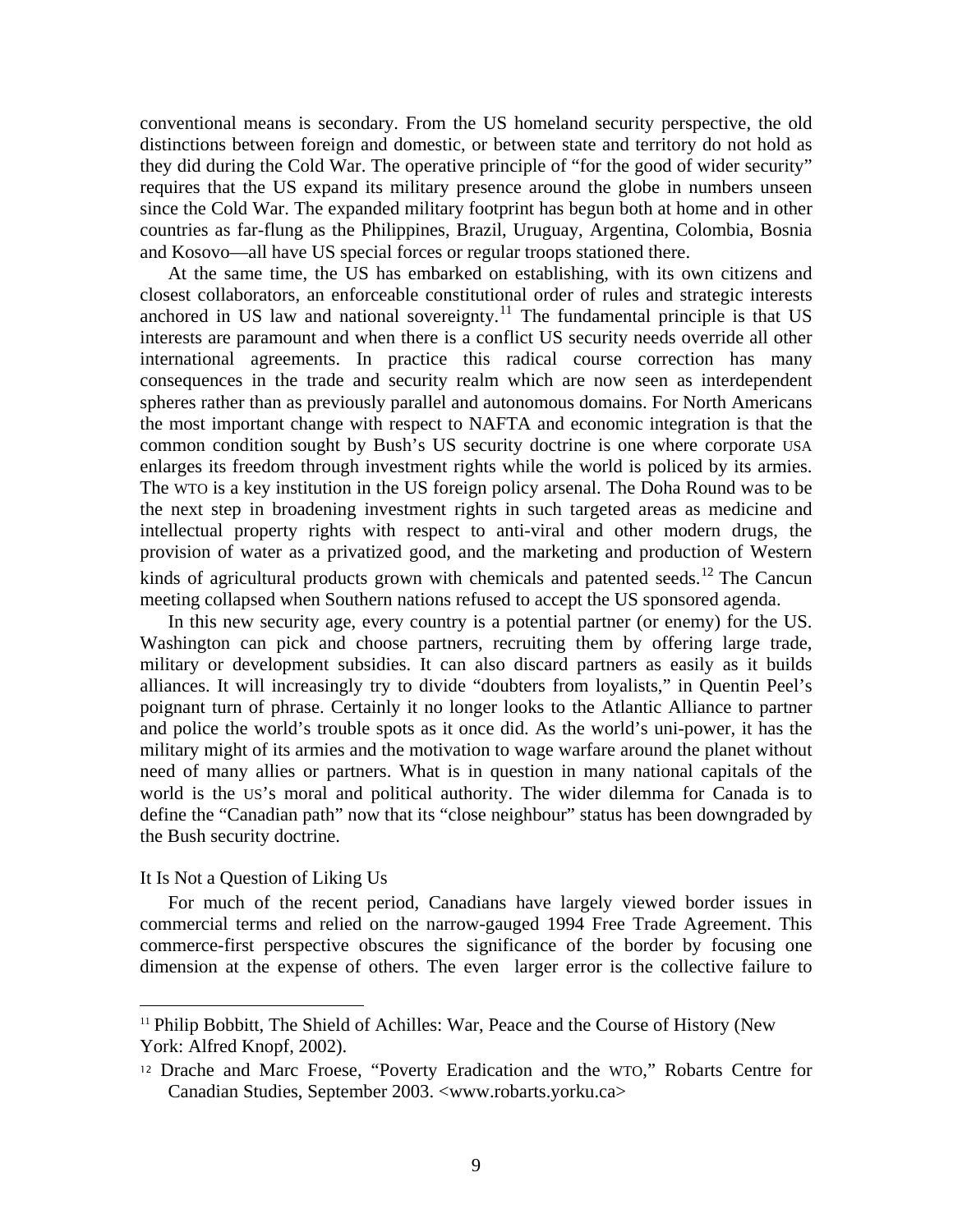conventional means is secondary. From the US homeland security perspective, the old distinctions between foreign and domestic, or between state and territory do not hold as they did during the Cold War. The operative principle of "for the good of wider security" requires that the US expand its military presence around the globe in numbers unseen since the Cold War. The expanded military footprint has begun both at home and in other countries as far-flung as the Philippines, Brazil, Uruguay, Argentina, Colombia, Bosnia and Kosovo—all have US special forces or regular troops stationed there.

At the same time, the US has embarked on establishing, with its own citizens and closest collaborators, an enforceable constitutional order of rules and strategic interests anchored in US law and national sovereignty.[11] The fundamental principle is that US interests are paramount and when there is a conflict US security needs override all other international agreements. In practice this radical course correction has many consequences in the trade and security realm which are now seen as interdependent spheres rather than as previously parallel and autonomous domains. For North Americans the most important change with respect to NAFTA and economic integration is that the common condition sought by Bush's US security doctrine is one where corporate USA enlarges its freedom through investment rights while the world is policed by its armies. The WTO is a key institution in the US foreign policy arsenal. The Doha Round was to be the next step in broadening investment rights in such targeted areas as medicine and intellectual property rights with respect to anti-viral and other modern drugs, the provision of water as a privatized good, and the marketing and production of Western kinds of agricultural products grown with chemicals and patented seeds.[12] The Cancun meeting collapsed when Southern nations refused to accept the US sponsored agenda.

In this new security age, every country is a potential partner (or enemy) for the US. Washington can pick and choose partners, recruiting them by offering large trade, military or development subsidies. It can also discard partners as easily as it builds alliances. It will increasingly try to divide "doubters from loyalists," in Quentin Peel's poignant turn of phrase. Certainly it no longer looks to the Atlantic Alliance to partner and police the world's trouble spots as it once did. As the world's uni-power, it has the military might of its armies and the motivation to wage warfare around the planet without need of many allies or partners. What is in question in many national capitals of the world is the US's moral and political authority. The wider dilemma for Canada is to define the "Canadian path" now that its "close neighbour" status has been downgraded by the Bush security doctrine.

## It Is Not a Question of Liking Us

For much of the recent period, Canadians have largely viewed border issues in commercial terms and relied on the narrow-gauged 1994 Free Trade Agreement. This commerce-first perspective obscures the significance of the border by focusing one dimension at the expense of others. The even larger error is the collective failure to

---

[11] Philip Bobbitt, The Shield of Achilles: War, Peace and the Course of History (New York: Alfred Knopf, 2002).

[12] Drache and Marc Froese, "Poverty Eradication and the WTO," Robarts Centre for Canadian Studies, September 2003. <www.robarts.yorku.ca>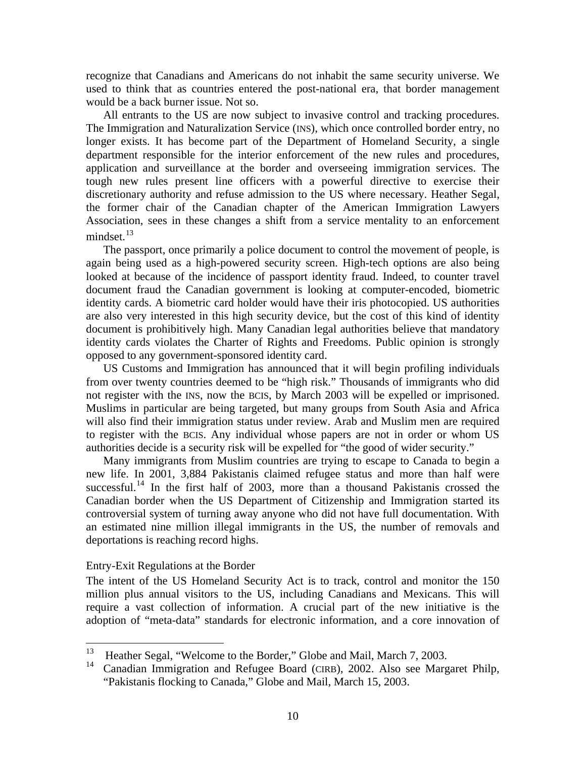recognize that Canadians and Americans do not inhabit the same security universe. We used to think that as countries entered the post-national era, that border management would be a back burner issue. Not so.

All entrants to the US are now subject to invasive control and tracking procedures. The Immigration and Naturalization Service (INS), which once controlled border entry, no longer exists. It has become part of the Department of Homeland Security, a single department responsible for the interior enforcement of the new rules and procedures, application and surveillance at the border and overseeing immigration services. The tough new rules present line officers with a powerful directive to exercise their discretionary authority and refuse admission to the US where necessary. Heather Segal, the former chair of the Canadian chapter of the American Immigration Lawyers Association, sees in these changes a shift from a service mentality to an enforcement mindset.[13]

The passport, once primarily a police document to control the movement of people, is again being used as a high-powered security screen. High-tech options are also being looked at because of the incidence of passport identity fraud. Indeed, to counter travel document fraud the Canadian government is looking at computer-encoded, biometric identity cards. A biometric card holder would have their iris photocopied. US authorities are also very interested in this high security device, but the cost of this kind of identity document is prohibitively high. Many Canadian legal authorities believe that mandatory identity cards violates the Charter of Rights and Freedoms. Public opinion is strongly opposed to any government-sponsored identity card.

US Customs and Immigration has announced that it will begin profiling individuals from over twenty countries deemed to be "high risk." Thousands of immigrants who did not register with the INS, now the BCIS, by March 2003 will be expelled or imprisoned. Muslims in particular are being targeted, but many groups from South Asia and Africa will also find their immigration status under review. Arab and Muslim men are required to register with the BCIS. Any individual whose papers are not in order or whom US authorities decide is a security risk will be expelled for "the good of wider security."

Many immigrants from Muslim countries are trying to escape to Canada to begin a new life. In 2001, 3,884 Pakistanis claimed refugee status and more than half were successful.[14] In the first half of 2003, more than a thousand Pakistanis crossed the Canadian border when the US Department of Citizenship and Immigration started its controversial system of turning away anyone who did not have full documentation. With an estimated nine million illegal immigrants in the US, the number of removals and deportations is reaching record highs.

### Entry-Exit Regulations at the Border

The intent of the US Homeland Security Act is to track, control and monitor the 150 million plus annual visitors to the US, including Canadians and Mexicans. This will require a vast collection of information. A crucial part of the new initiative is the adoption of "meta-data" standards for electronic information, and a core innovation of

---

[13] Heather Segal, "Welcome to the Border," Globe and Mail, March 7, 2003.

[14] Canadian Immigration and Refugee Board (CIRB), 2002. Also see Margaret Philp, "Pakistanis flocking to Canada," Globe and Mail, March 15, 2003.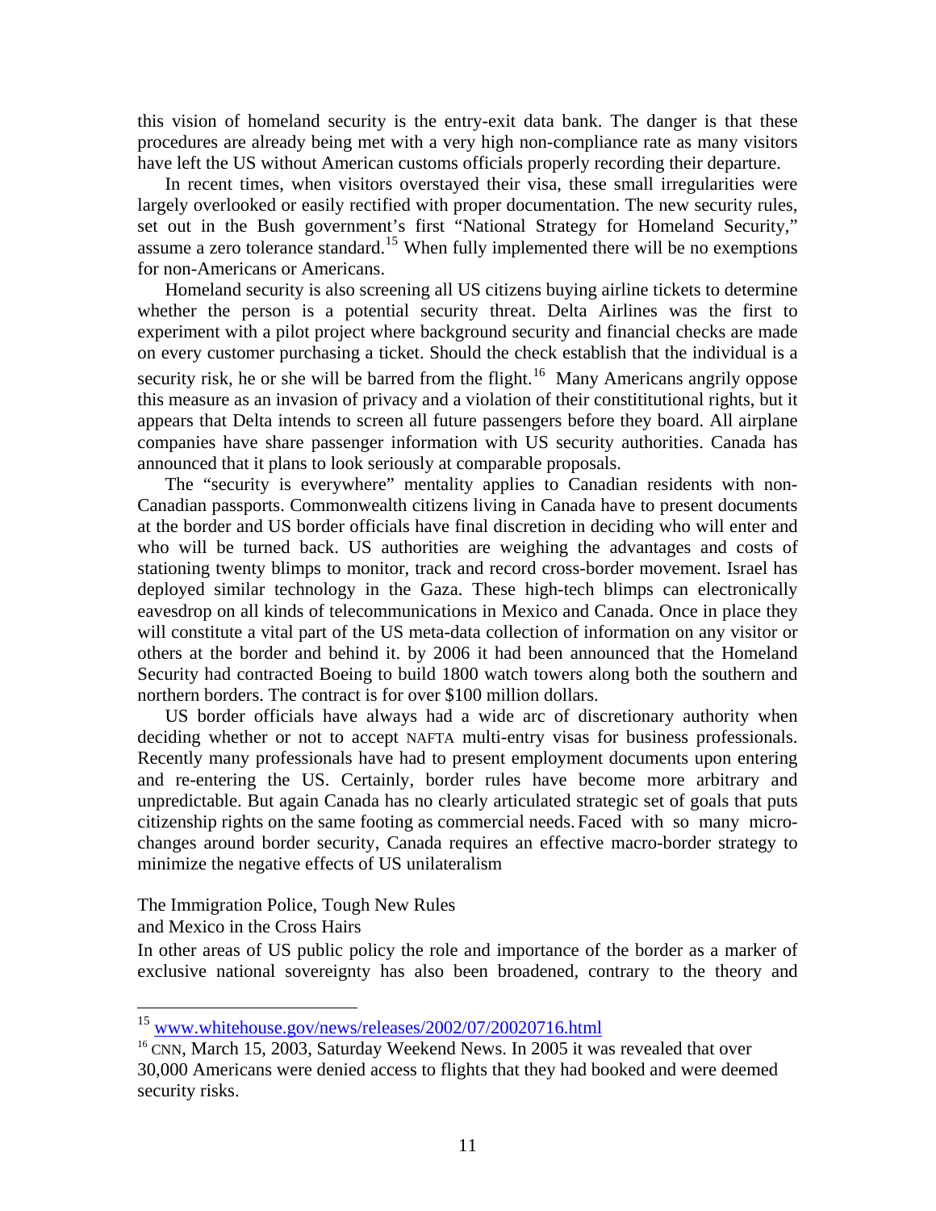this vision of homeland security is the entry-exit data bank. The danger is that these procedures are already being met with a very high non-compliance rate as many visitors have left the US without American customs officials properly recording their departure.

In recent times, when visitors overstayed their visa, these small irregularities were largely overlooked or easily rectified with proper documentation. The new security rules, set out in the Bush government's first "National Strategy for Homeland Security," assume a zero tolerance standard.[15] When fully implemented there will be no exemptions for non-Americans or Americans.

Homeland security is also screening all US citizens buying airline tickets to determine whether the person is a potential security threat. Delta Airlines was the first to experiment with a pilot project where background security and financial checks are made on every customer purchasing a ticket. Should the check establish that the individual is a security risk, he or she will be barred from the flight.[16] Many Americans angrily oppose this measure as an invasion of privacy and a violation of their constititutional rights, but it appears that Delta intends to screen all future passengers before they board. All airplane companies have share passenger information with US security authorities. Canada has announced that it plans to look seriously at comparable proposals.

The "security is everywhere" mentality applies to Canadian residents with non-Canadian passports. Commonwealth citizens living in Canada have to present documents at the border and US border officials have final discretion in deciding who will enter and who will be turned back. US authorities are weighing the advantages and costs of stationing twenty blimps to monitor, track and record cross-border movement. Israel has deployed similar technology in the Gaza. These high-tech blimps can electronically eavesdrop on all kinds of telecommunications in Mexico and Canada. Once in place they will constitute a vital part of the US meta-data collection of information on any visitor or others at the border and behind it. by 2006 it had been announced that the Homeland Security had contracted Boeing to build 1800 watch towers along both the southern and northern borders. The contract is for over $100 million dollars.

US border officials have always had a wide arc of discretionary authority when deciding whether or not to accept NAFTA multi-entry visas for business professionals. Recently many professionals have had to present employment documents upon entering and re-entering the US. Certainly, border rules have become more arbitrary and unpredictable. But again Canada has no clearly articulated strategic set of goals that puts citizenship rights on the same footing as commercial needs. Faced with so many micro-changes around border security, Canada requires an effective macro-border strategy to minimize the negative effects of US unilateralism

## The Immigration Police, Tough New Rules and Mexico in the Cross Hairs

In other areas of US public policy the role and importance of the border as a marker of exclusive national sovereignty has also been broadened, contrary to the theory and

---

[15] www.whitehouse.gov/news/releases/2002/07/20020716.html

[16] CNN, March 15, 2003, Saturday Weekend News. In 2005 it was revealed that over 30,000 Americans were denied access to flights that they had booked and were deemed security risks.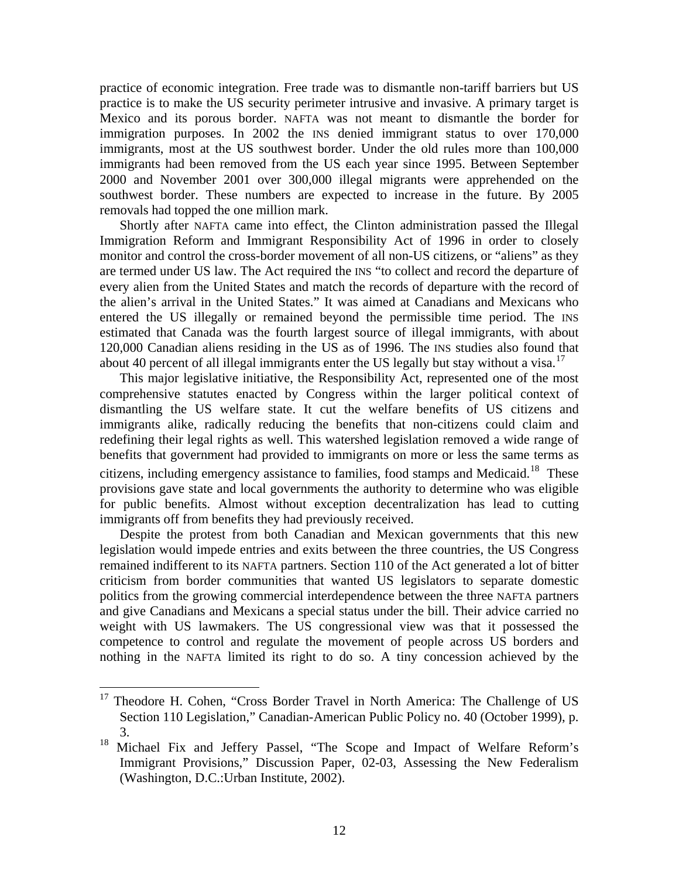practice of economic integration. Free trade was to dismantle non-tariff barriers but US practice is to make the US security perimeter intrusive and invasive. A primary target is Mexico and its porous border. NAFTA was not meant to dismantle the border for immigration purposes. In 2002 the INS denied immigrant status to over 170,000 immigrants, most at the US southwest border. Under the old rules more than 100,000 immigrants had been removed from the US each year since 1995. Between September 2000 and November 2001 over 300,000 illegal migrants were apprehended on the southwest border. These numbers are expected to increase in the future. By 2005 removals had topped the one million mark.

Shortly after NAFTA came into effect, the Clinton administration passed the Illegal Immigration Reform and Immigrant Responsibility Act of 1996 in order to closely monitor and control the cross-border movement of all non-US citizens, or "aliens" as they are termed under US law. The Act required the INS "to collect and record the departure of every alien from the United States and match the records of departure with the record of the alien's arrival in the United States." It was aimed at Canadians and Mexicans who entered the US illegally or remained beyond the permissible time period. The INS estimated that Canada was the fourth largest source of illegal immigrants, with about 120,000 Canadian aliens residing in the US as of 1996. The INS studies also found that about 40 percent of all illegal immigrants enter the US legally but stay without a visa.[17]

This major legislative initiative, the Responsibility Act, represented one of the most comprehensive statutes enacted by Congress within the larger political context of dismantling the US welfare state. It cut the welfare benefits of US citizens and immigrants alike, radically reducing the benefits that non-citizens could claim and redefining their legal rights as well. This watershed legislation removed a wide range of benefits that government had provided to immigrants on more or less the same terms as citizens, including emergency assistance to families, food stamps and Medicaid.[18] These provisions gave state and local governments the authority to determine who was eligible for public benefits. Almost without exception decentralization has lead to cutting immigrants off from benefits they had previously received.

Despite the protest from both Canadian and Mexican governments that this new legislation would impede entries and exits between the three countries, the US Congress remained indifferent to its NAFTA partners. Section 110 of the Act generated a lot of bitter criticism from border communities that wanted US legislators to separate domestic politics from the growing commercial interdependence between the three NAFTA partners and give Canadians and Mexicans a special status under the bill. Their advice carried no weight with US lawmakers. The US congressional view was that it possessed the competence to control and regulate the movement of people across US borders and nothing in the NAFTA limited its right to do so. A tiny concession achieved by the

---

[17] Theodore H. Cohen, "Cross Border Travel in North America: The Challenge of US Section 110 Legislation," Canadian-American Public Policy no. 40 (October 1999), p. 3.

[18] Michael Fix and Jeffery Passel, "The Scope and Impact of Welfare Reform's Immigrant Provisions," Discussion Paper, 02-03, Assessing the New Federalism (Washington, D.C.:Urban Institute, 2002).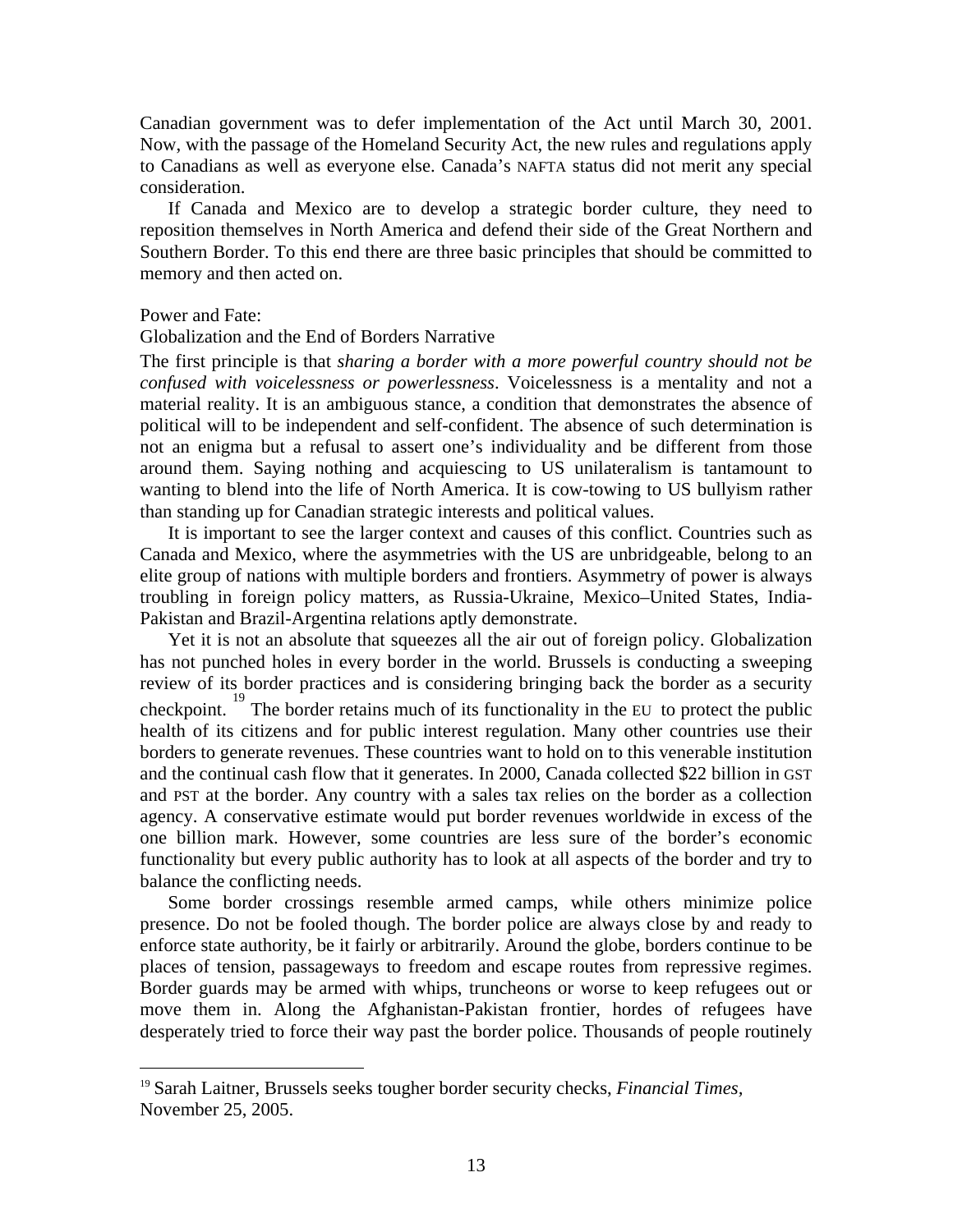Canadian government was to defer implementation of the Act until March 30, 2001. Now, with the passage of the Homeland Security Act, the new rules and regulations apply to Canadians as well as everyone else. Canada's NAFTA status did not merit any special consideration.

If Canada and Mexico are to develop a strategic border culture, they need to reposition themselves in North America and defend their side of the Great Northern and Southern Border. To this end there are three basic principles that should be committed to memory and then acted on.

Power and Fate:

Globalization and the End of Borders Narrative

The first principle is that *sharing a border with a more powerful country should not be confused with voicelessness or powerlessness*. Voicelessness is a mentality and not a material reality. It is an ambiguous stance, a condition that demonstrates the absence of political will to be independent and self-confident. The absence of such determination is not an enigma but a refusal to assert one's individuality and be different from those around them. Saying nothing and acquiescing to US unilateralism is tantamount to wanting to blend into the life of North America. It is cow-towing to US bullyism rather than standing up for Canadian strategic interests and political values.

It is important to see the larger context and causes of this conflict. Countries such as Canada and Mexico, where the asymmetries with the US are unbridgeable, belong to an elite group of nations with multiple borders and frontiers. Asymmetry of power is always troubling in foreign policy matters, as Russia-Ukraine, Mexico–United States, India-Pakistan and Brazil-Argentina relations aptly demonstrate.

Yet it is not an absolute that squeezes all the air out of foreign policy. Globalization has not punched holes in every border in the world. Brussels is conducting a sweeping review of its border practices and is considering bringing back the border as a security checkpoint.[19] The border retains much of its functionality in the EU to protect the public health of its citizens and for public interest regulation. Many other countries use their borders to generate revenues. These countries want to hold on to this venerable institution and the continual cash flow that it generates. In 2000, Canada collected $22 billion in GST and PST at the border. Any country with a sales tax relies on the border as a collection agency. A conservative estimate would put border revenues worldwide in excess of the one billion mark. However, some countries are less sure of the border's economic functionality but every public authority has to look at all aspects of the border and try to balance the conflicting needs.

Some border crossings resemble armed camps, while others minimize police presence. Do not be fooled though. The border police are always close by and ready to enforce state authority, be it fairly or arbitrarily. Around the globe, borders continue to be places of tension, passageways to freedom and escape routes from repressive regimes. Border guards may be armed with whips, truncheons or worse to keep refugees out or move them in. Along the Afghanistan-Pakistan frontier, hordes of refugees have desperately tried to force their way past the border police. Thousands of people routinely

[19] Sarah Laitner, Brussels seeks tougher border security checks, *Financial Times*, November 25, 2005.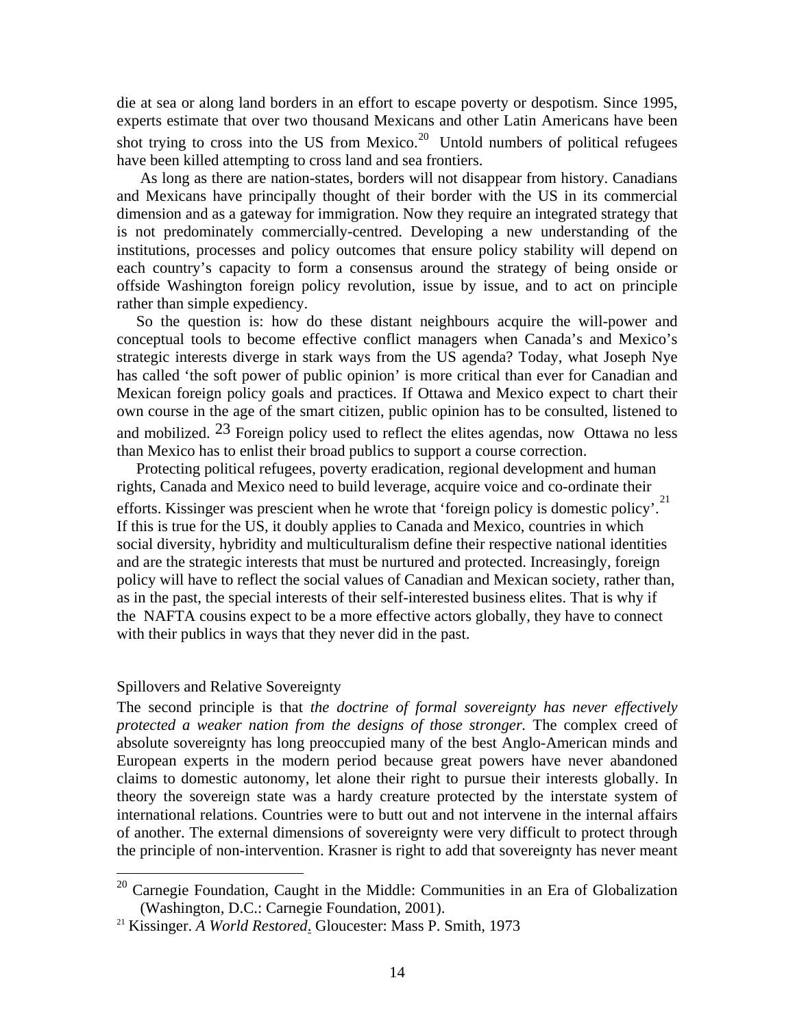die at sea or along land borders in an effort to escape poverty or despotism. Since 1995, experts estimate that over two thousand Mexicans and other Latin Americans have been shot trying to cross into the US from Mexico.[20] Untold numbers of political refugees have been killed attempting to cross land and sea frontiers.

As long as there are nation-states, borders will not disappear from history. Canadians and Mexicans have principally thought of their border with the US in its commercial dimension and as a gateway for immigration. Now they require an integrated strategy that is not predominately commercially-centred. Developing a new understanding of the institutions, processes and policy outcomes that ensure policy stability will depend on each country's capacity to form a consensus around the strategy of being onside or offside Washington foreign policy revolution, issue by issue, and to act on principle rather than simple expediency.

So the question is: how do these distant neighbours acquire the will-power and conceptual tools to become effective conflict managers when Canada's and Mexico's strategic interests diverge in stark ways from the US agenda? Today, what Joseph Nye has called 'the soft power of public opinion' is more critical than ever for Canadian and Mexican foreign policy goals and practices. If Ottawa and Mexico expect to chart their own course in the age of the smart citizen, public opinion has to be consulted, listened to and mobilized. 23 Foreign policy used to reflect the elites agendas, now Ottawa no less than Mexico has to enlist their broad publics to support a course correction.

Protecting political refugees, poverty eradication, regional development and human rights, Canada and Mexico need to build leverage, acquire voice and co-ordinate their efforts. Kissinger was prescient when he wrote that 'foreign policy is domestic policy'.[21] If this is true for the US, it doubly applies to Canada and Mexico, countries in which social diversity, hybridity and multiculturalism define their respective national identities and are the strategic interests that must be nurtured and protected. Increasingly, foreign policy will have to reflect the social values of Canadian and Mexican society, rather than, as in the past, the special interests of their self-interested business elites. That is why if the NAFTA cousins expect to be a more effective actors globally, they have to connect with their publics in ways that they never did in the past.

## Spillovers and Relative Sovereignty

The second principle is that *the doctrine of formal sovereignty has never effectively protected a weaker nation from the designs of those stronger.* The complex creed of absolute sovereignty has long preoccupied many of the best Anglo-American minds and European experts in the modern period because great powers have never abandoned claims to domestic autonomy, let alone their right to pursue their interests globally. In theory the sovereign state was a hardy creature protected by the interstate system of international relations. Countries were to butt out and not intervene in the internal affairs of another. The external dimensions of sovereignty were very difficult to protect through the principle of non-intervention. Krasner is right to add that sovereignty has never meant

---

[20] Carnegie Foundation, Caught in the Middle: Communities in an Era of Globalization (Washington, D.C.: Carnegie Foundation, 2001).

[21] Kissinger. *A World Restored*. Gloucester: Mass P. Smith, 1973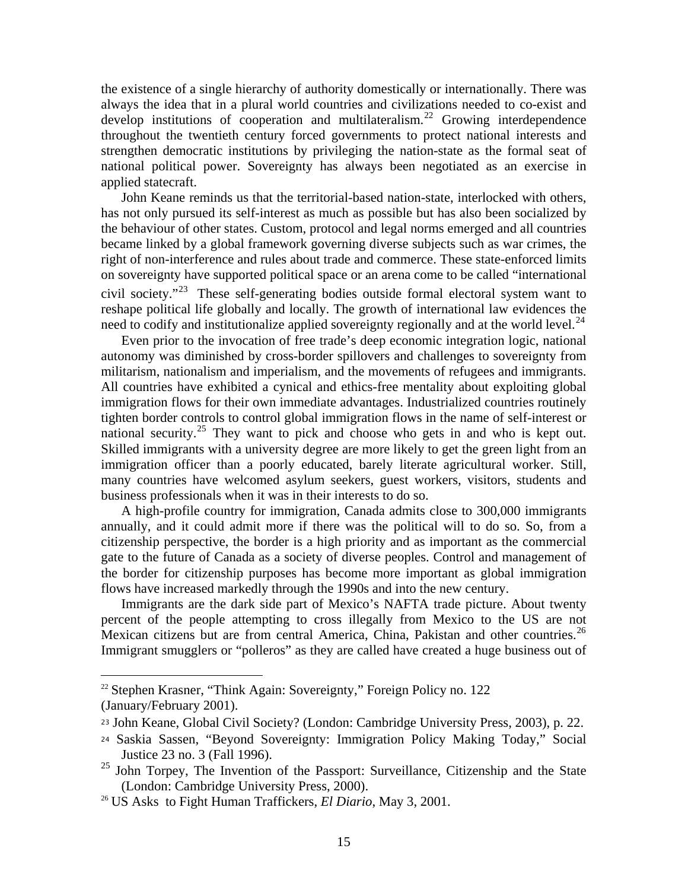the existence of a single hierarchy of authority domestically or internationally. There was always the idea that in a plural world countries and civilizations needed to co-exist and develop institutions of cooperation and multilateralism.[22] Growing interdependence throughout the twentieth century forced governments to protect national interests and strengthen democratic institutions by privileging the nation-state as the formal seat of national political power. Sovereignty has always been negotiated as an exercise in applied statecraft.

John Keane reminds us that the territorial-based nation-state, interlocked with others, has not only pursued its self-interest as much as possible but has also been socialized by the behaviour of other states. Custom, protocol and legal norms emerged and all countries became linked by a global framework governing diverse subjects such as war crimes, the right of non-interference and rules about trade and commerce. These state-enforced limits on sovereignty have supported political space or an arena come to be called "international civil society."[23] These self-generating bodies outside formal electoral system want to reshape political life globally and locally. The growth of international law evidences the need to codify and institutionalize applied sovereignty regionally and at the world level.[24]

Even prior to the invocation of free trade's deep economic integration logic, national autonomy was diminished by cross-border spillovers and challenges to sovereignty from militarism, nationalism and imperialism, and the movements of refugees and immigrants. All countries have exhibited a cynical and ethics-free mentality about exploiting global immigration flows for their own immediate advantages. Industrialized countries routinely tighten border controls to control global immigration flows in the name of self-interest or national security.[25] They want to pick and choose who gets in and who is kept out. Skilled immigrants with a university degree are more likely to get the green light from an immigration officer than a poorly educated, barely literate agricultural worker. Still, many countries have welcomed asylum seekers, guest workers, visitors, students and business professionals when it was in their interests to do so.

A high-profile country for immigration, Canada admits close to 300,000 immigrants annually, and it could admit more if there was the political will to do so. So, from a citizenship perspective, the border is a high priority and as important as the commercial gate to the future of Canada as a society of diverse peoples. Control and management of the border for citizenship purposes has become more important as global immigration flows have increased markedly through the 1990s and into the new century.

Immigrants are the dark side part of Mexico's NAFTA trade picture. About twenty percent of the people attempting to cross illegally from Mexico to the US are not Mexican citizens but are from central America, China, Pakistan and other countries.[26] Immigrant smugglers or "polleros" as they are called have created a huge business out of

---

[22] Stephen Krasner, "Think Again: Sovereignty," Foreign Policy no. 122 (January/February 2001).

[23] John Keane, Global Civil Society? (London: Cambridge University Press, 2003), p. 22.

[24] Saskia Sassen, "Beyond Sovereignty: Immigration Policy Making Today," Social Justice 23 no. 3 (Fall 1996).

[25] John Torpey, The Invention of the Passport: Surveillance, Citizenship and the State (London: Cambridge University Press, 2000).

[26] US Asks to Fight Human Traffickers, *El Diario*, May 3, 2001.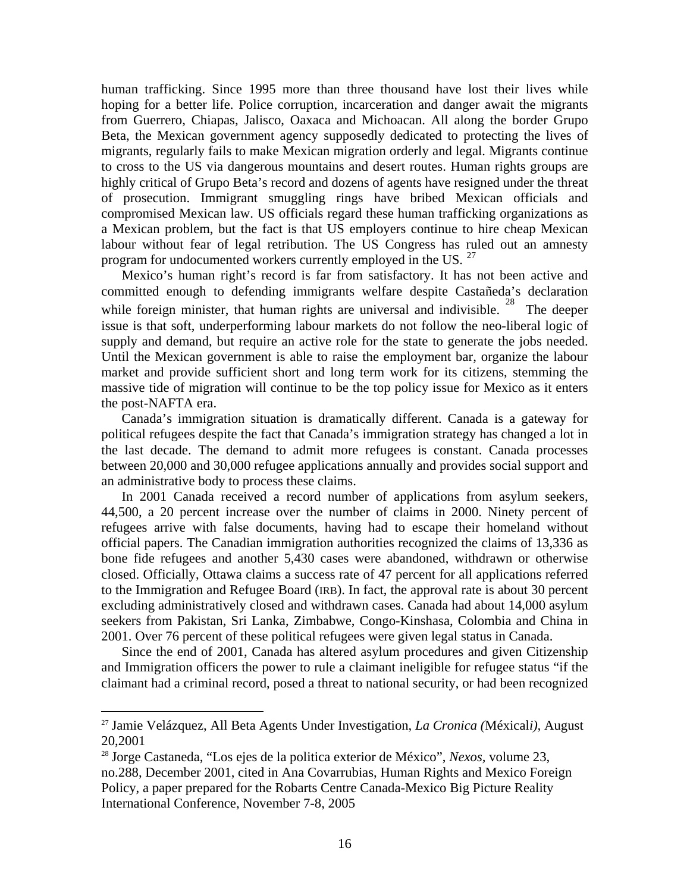human trafficking. Since 1995 more than three thousand have lost their lives while hoping for a better life. Police corruption, incarceration and danger await the migrants from Guerrero, Chiapas, Jalisco, Oaxaca and Michoacan. All along the border Grupo Beta, the Mexican government agency supposedly dedicated to protecting the lives of migrants, regularly fails to make Mexican migration orderly and legal. Migrants continue to cross to the US via dangerous mountains and desert routes. Human rights groups are highly critical of Grupo Beta's record and dozens of agents have resigned under the threat of prosecution. Immigrant smuggling rings have bribed Mexican officials and compromised Mexican law. US officials regard these human trafficking organizations as a Mexican problem, but the fact is that US employers continue to hire cheap Mexican labour without fear of legal retribution. The US Congress has ruled out an amnesty program for undocumented workers currently employed in the US. [27]

Mexico's human right's record is far from satisfactory. It has not been active and committed enough to defending immigrants welfare despite Castañeda's declaration while foreign minister, that human rights are universal and indivisible. [28] The deeper issue is that soft, underperforming labour markets do not follow the neo-liberal logic of supply and demand, but require an active role for the state to generate the jobs needed. Until the Mexican government is able to raise the employment bar, organize the labour market and provide sufficient short and long term work for its citizens, stemming the massive tide of migration will continue to be the top policy issue for Mexico as it enters the post-NAFTA era.

Canada's immigration situation is dramatically different. Canada is a gateway for political refugees despite the fact that Canada's immigration strategy has changed a lot in the last decade. The demand to admit more refugees is constant. Canada processes between 20,000 and 30,000 refugee applications annually and provides social support and an administrative body to process these claims.

In 2001 Canada received a record number of applications from asylum seekers, 44,500, a 20 percent increase over the number of claims in 2000. Ninety percent of refugees arrive with false documents, having had to escape their homeland without official papers. The Canadian immigration authorities recognized the claims of 13,336 as bone fide refugees and another 5,430 cases were abandoned, withdrawn or otherwise closed. Officially, Ottawa claims a success rate of 47 percent for all applications referred to the Immigration and Refugee Board (IRB). In fact, the approval rate is about 30 percent excluding administratively closed and withdrawn cases. Canada had about 14,000 asylum seekers from Pakistan, Sri Lanka, Zimbabwe, Congo-Kinshasa, Colombia and China in 2001. Over 76 percent of these political refugees were given legal status in Canada.

Since the end of 2001, Canada has altered asylum procedures and given Citizenship and Immigration officers the power to rule a claimant ineligible for refugee status "if the claimant had a criminal record, posed a threat to national security, or had been recognized

---

[27] Jamie Velázquez, All Beta Agents Under Investigation, *La Cronica (*Méxical*i),* August 20,2001

[28] Jorge Castaneda, "Los ejes de la politica exterior de México", *Nexos,* volume 23, no.288, December 2001, cited in Ana Covarrubias, Human Rights and Mexico Foreign Policy, a paper prepared for the Robarts Centre Canada-Mexico Big Picture Reality International Conference, November 7-8, 2005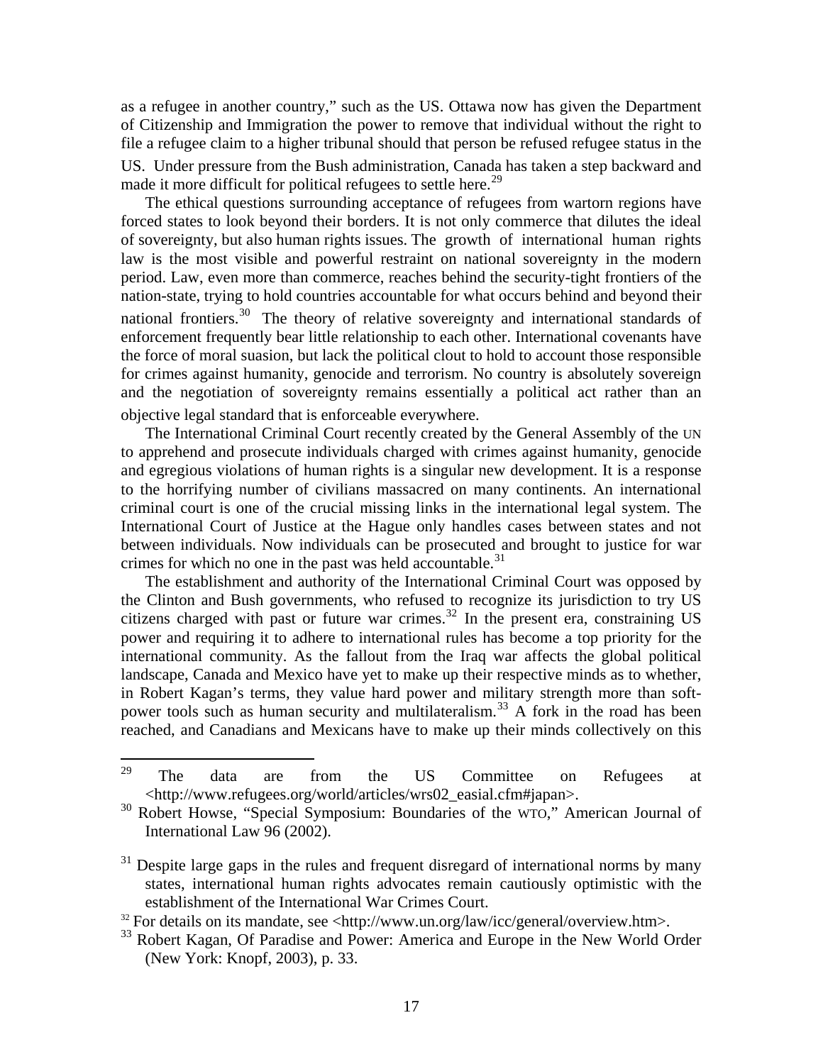as a refugee in another country," such as the US. Ottawa now has given the Department of Citizenship and Immigration the power to remove that individual without the right to file a refugee claim to a higher tribunal should that person be refused refugee status in the US. Under pressure from the Bush administration, Canada has taken a step backward and made it more difficult for political refugees to settle here.[29]

The ethical questions surrounding acceptance of refugees from wartorn regions have forced states to look beyond their borders. It is not only commerce that dilutes the ideal of sovereignty, but also human rights issues. The growth of international human rights law is the most visible and powerful restraint on national sovereignty in the modern period. Law, even more than commerce, reaches behind the security-tight frontiers of the nation-state, trying to hold countries accountable for what occurs behind and beyond their national frontiers.[30] The theory of relative sovereignty and international standards of enforcement frequently bear little relationship to each other. International covenants have the force of moral suasion, but lack the political clout to hold to account those responsible for crimes against humanity, genocide and terrorism. No country is absolutely sovereign and the negotiation of sovereignty remains essentially a political act rather than an objective legal standard that is enforceable everywhere.

The International Criminal Court recently created by the General Assembly of the UN to apprehend and prosecute individuals charged with crimes against humanity, genocide and egregious violations of human rights is a singular new development. It is a response to the horrifying number of civilians massacred on many continents. An international criminal court is one of the crucial missing links in the international legal system. The International Court of Justice at the Hague only handles cases between states and not between individuals. Now individuals can be prosecuted and brought to justice for war crimes for which no one in the past was held accountable.[31]

The establishment and authority of the International Criminal Court was opposed by the Clinton and Bush governments, who refused to recognize its jurisdiction to try US citizens charged with past or future war crimes.[32] In the present era, constraining US power and requiring it to adhere to international rules has become a top priority for the international community. As the fallout from the Iraq war affects the global political landscape, Canada and Mexico have yet to make up their respective minds as to whether, in Robert Kagan's terms, they value hard power and military strength more than soft-power tools such as human security and multilateralism.[33] A fork in the road has been reached, and Canadians and Mexicans have to make up their minds collectively on this

---

[29] The data are from the US Committee on Refugees at <http://www.refugees.org/world/articles/wrs02_easial.cfm#japan>.

[30] Robert Howse, "Special Symposium: Boundaries of the WTO," American Journal of International Law 96 (2002).

[31] Despite large gaps in the rules and frequent disregard of international norms by many states, international human rights advocates remain cautiously optimistic with the establishment of the International War Crimes Court.

[32] For details on its mandate, see <http://www.un.org/law/icc/general/overview.htm>.

[33] Robert Kagan, Of Paradise and Power: America and Europe in the New World Order (New York: Knopf, 2003), p. 33.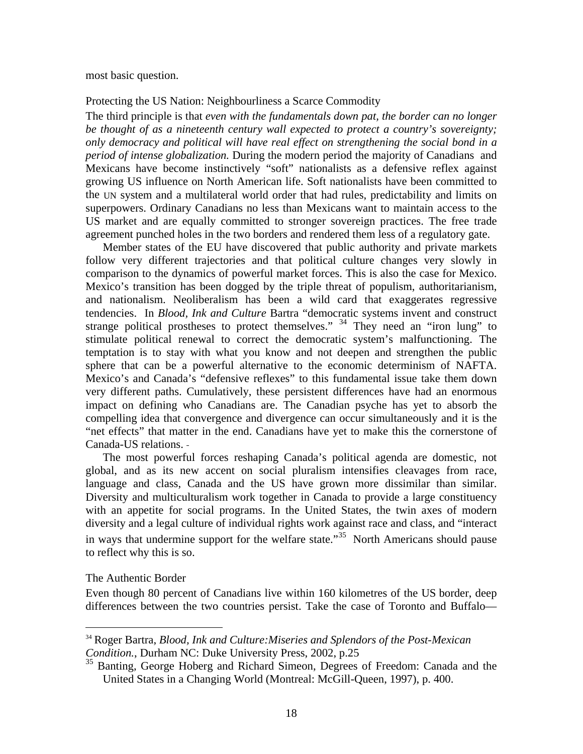most basic question.

## Protecting the US Nation: Neighbourliness a Scarce Commodity

The third principle is that *even with the fundamentals down pat, the border can no longer be thought of as a nineteenth century wall expected to protect a country's sovereignty; only democracy and political will have real effect on strengthening the social bond in a period of intense globalization.* During the modern period the majority of Canadians and Mexicans have become instinctively "soft" nationalists as a defensive reflex against growing US influence on North American life. Soft nationalists have been committed to the UN system and a multilateral world order that had rules, predictability and limits on superpowers. Ordinary Canadians no less than Mexicans want to maintain access to the US market and are equally committed to stronger sovereign practices. The free trade agreement punched holes in the two borders and rendered them less of a regulatory gate.

Member states of the EU have discovered that public authority and private markets follow very different trajectories and that political culture changes very slowly in comparison to the dynamics of powerful market forces. This is also the case for Mexico. Mexico's transition has been dogged by the triple threat of populism, authoritarianism, and nationalism. Neoliberalism has been a wild card that exaggerates regressive tendencies. In *Blood, Ink and Culture* Bartra "democratic systems invent and construct strange political prostheses to protect themselves." [34] They need an "iron lung" to stimulate political renewal to correct the democratic system's malfunctioning. The temptation is to stay with what you know and not deepen and strengthen the public sphere that can be a powerful alternative to the economic determinism of NAFTA. Mexico's and Canada's "defensive reflexes" to this fundamental issue take them down very different paths. Cumulatively, these persistent differences have had an enormous impact on defining who Canadians are. The Canadian psyche has yet to absorb the compelling idea that convergence and divergence can occur simultaneously and it is the "net effects" that matter in the end. Canadians have yet to make this the cornerstone of Canada-US relations.

The most powerful forces reshaping Canada's political agenda are domestic, not global, and as its new accent on social pluralism intensifies cleavages from race, language and class, Canada and the US have grown more dissimilar than similar. Diversity and multiculturalism work together in Canada to provide a large constituency with an appetite for social programs. In the United States, the twin axes of modern diversity and a legal culture of individual rights work against race and class, and "interact in ways that undermine support for the welfare state."[35] North Americans should pause to reflect why this is so.

## The Authentic Border

Even though 80 percent of Canadians live within 160 kilometres of the US border, deep differences between the two countries persist. Take the case of Toronto and Buffalo—

---

[34] Roger Bartra, *Blood, Ink and Culture:Miseries and Splendors of the Post-Mexican Condition.*, Durham NC: Duke University Press, 2002, p.25

[35] Banting, George Hoberg and Richard Simeon, Degrees of Freedom: Canada and the United States in a Changing World (Montreal: McGill-Queen, 1997), p. 400.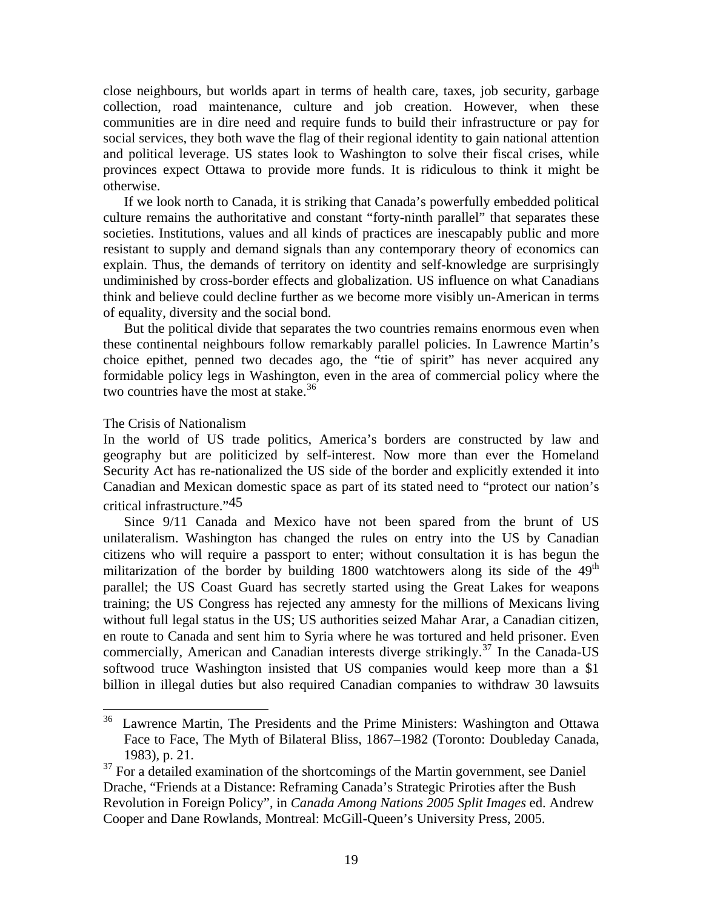close neighbours, but worlds apart in terms of health care, taxes, job security, garbage collection, road maintenance, culture and job creation. However, when these communities are in dire need and require funds to build their infrastructure or pay for social services, they both wave the flag of their regional identity to gain national attention and political leverage. US states look to Washington to solve their fiscal crises, while provinces expect Ottawa to provide more funds. It is ridiculous to think it might be otherwise.

If we look north to Canada, it is striking that Canada's powerfully embedded political culture remains the authoritative and constant "forty-ninth parallel" that separates these societies. Institutions, values and all kinds of practices are inescapably public and more resistant to supply and demand signals than any contemporary theory of economics can explain. Thus, the demands of territory on identity and self-knowledge are surprisingly undiminished by cross-border effects and globalization. US influence on what Canadians think and believe could decline further as we become more visibly un-American in terms of equality, diversity and the social bond.

But the political divide that separates the two countries remains enormous even when these continental neighbours follow remarkably parallel policies. In Lawrence Martin's choice epithet, penned two decades ago, the "tie of spirit" has never acquired any formidable policy legs in Washington, even in the area of commercial policy where the two countries have the most at stake.[36]

The Crisis of Nationalism

In the world of US trade politics, America's borders are constructed by law and geography but are politicized by self-interest. Now more than ever the Homeland Security Act has re-nationalized the US side of the border and explicitly extended it into Canadian and Mexican domestic space as part of its stated need to "protect our nation's critical infrastructure."45

Since 9/11 Canada and Mexico have not been spared from the brunt of US unilateralism. Washington has changed the rules on entry into the US by Canadian citizens who will require a passport to enter; without consultation it is has begun the militarization of the border by building 1800 watchtowers along its side of the 49th parallel; the US Coast Guard has secretly started using the Great Lakes for weapons training; the US Congress has rejected any amnesty for the millions of Mexicans living without full legal status in the US; US authorities seized Mahar Arar, a Canadian citizen, en route to Canada and sent him to Syria where he was tortured and held prisoner. Even commercially, American and Canadian interests diverge strikingly.[37] In the Canada-US softwood truce Washington insisted that US companies would keep more than a $1 billion in illegal duties but also required Canadian companies to withdraw 30 lawsuits

---

[36] Lawrence Martin, The Presidents and the Prime Ministers: Washington and Ottawa Face to Face, The Myth of Bilateral Bliss, 1867–1982 (Toronto: Doubleday Canada, 1983), p. 21.

[37] For a detailed examination of the shortcomings of the Martin government, see Daniel Drache, "Friends at a Distance: Reframing Canada's Strategic Priroties after the Bush Revolution in Foreign Policy", in *Canada Among Nations 2005 Split Images* ed. Andrew Cooper and Dane Rowlands, Montreal: McGill-Queen's University Press, 2005.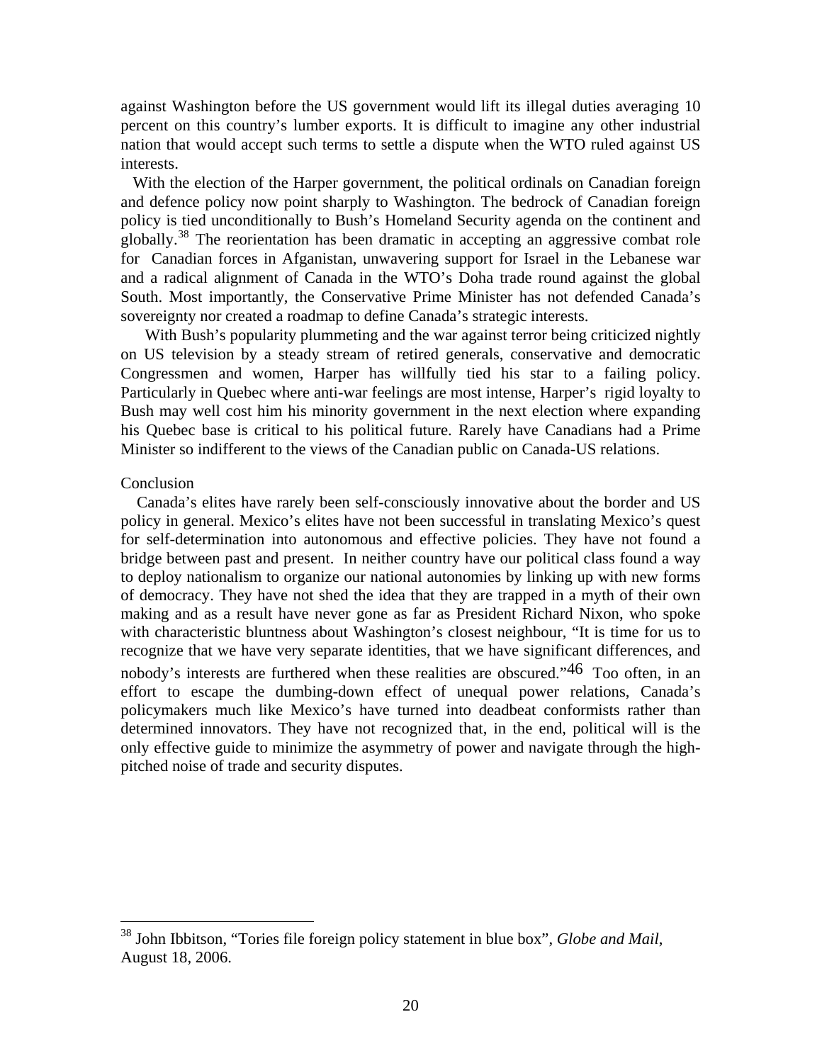against Washington before the US government would lift its illegal duties averaging 10 percent on this country's lumber exports. It is difficult to imagine any other industrial nation that would accept such terms to settle a dispute when the WTO ruled against US interests.

With the election of the Harper government, the political ordinals on Canadian foreign and defence policy now point sharply to Washington. The bedrock of Canadian foreign policy is tied unconditionally to Bush's Homeland Security agenda on the continent and globally.[38] The reorientation has been dramatic in accepting an aggressive combat role for Canadian forces in Afganistan, unwavering support for Israel in the Lebanese war and a radical alignment of Canada in the WTO's Doha trade round against the global South. Most importantly, the Conservative Prime Minister has not defended Canada's sovereignty nor created a roadmap to define Canada's strategic interests.

With Bush's popularity plummeting and the war against terror being criticized nightly on US television by a steady stream of retired generals, conservative and democratic Congressmen and women, Harper has willfully tied his star to a failing policy. Particularly in Quebec where anti-war feelings are most intense, Harper's rigid loyalty to Bush may well cost him his minority government in the next election where expanding his Quebec base is critical to his political future. Rarely have Canadians had a Prime Minister so indifferent to the views of the Canadian public on Canada-US relations.

## Conclusion

Canada's elites have rarely been self-consciously innovative about the border and US policy in general. Mexico's elites have not been successful in translating Mexico's quest for self-determination into autonomous and effective policies. They have not found a bridge between past and present. In neither country have our political class found a way to deploy nationalism to organize our national autonomies by linking up with new forms of democracy. They have not shed the idea that they are trapped in a myth of their own making and as a result have never gone as far as President Richard Nixon, who spoke with characteristic bluntness about Washington's closest neighbour, "It is time for us to recognize that we have very separate identities, that we have significant differences, and nobody's interests are furthered when these realities are obscured."[46] Too often, in an effort to escape the dumbing-down effect of unequal power relations, Canada's policymakers much like Mexico's have turned into deadbeat conformists rather than determined innovators. They have not recognized that, in the end, political will is the only effective guide to minimize the asymmetry of power and navigate through the high-pitched noise of trade and security disputes.

---

[38] John Ibbitson, "Tories file foreign policy statement in blue box", *Globe and Mail*, August 18, 2006.